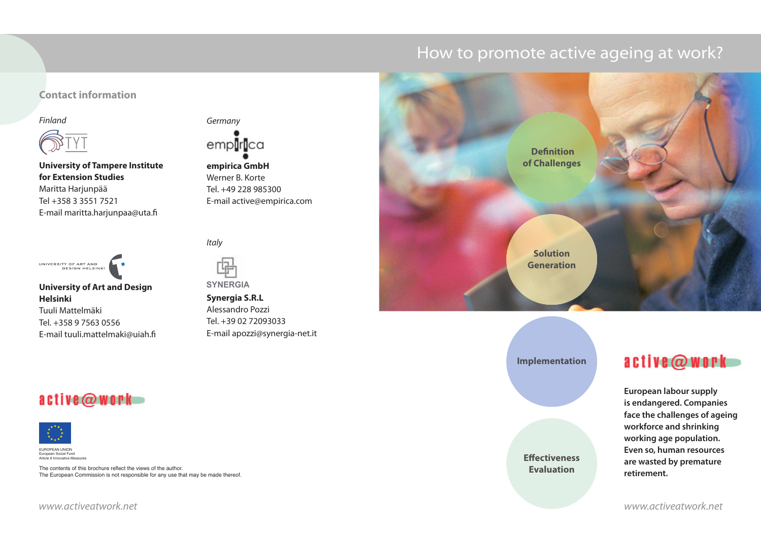# How to promote active ageing at work?

## Contact information

*Finland*

**University of Tampere Institute for Extension Studies**
Maritta Harjunpää
Tel +358 3 3551 7521
E-mail maritta.harjunpaa@uta.fi

**University of Art and Design Helsinki**
Tuuli Mattelmäki
Tel. +358 9 7563 0556
E-mail tuuli.mattelmaki@uiah.fi

*Germany*

**empirica GmbH**
Werner B. Korte
Tel. +49 228 985300
E-mail active@empirica.com

*Italy*

**Synergia S.R.L**
Alessandro Pozzi
Tel. +39 02 72093033
E-mail apozzi@synergia-net.it

active@work

EUROPEAN UNION
European Social Fund
Article 6 Innovative Measures

The contents of this brochure reflect the views of the author.
The European Commission is not responsible for any use that may be made thereof.

www.activeatwork.net

- Definition of Challenges
- Solution Generation
- Implementation
- Effectiveness Evaluation

active@work

**European labour supply is endangered. Companies face the challenges of ageing workforce and shrinking working age population. Even so, human resources are wasted by premature retirement.**

www.activeatwork.net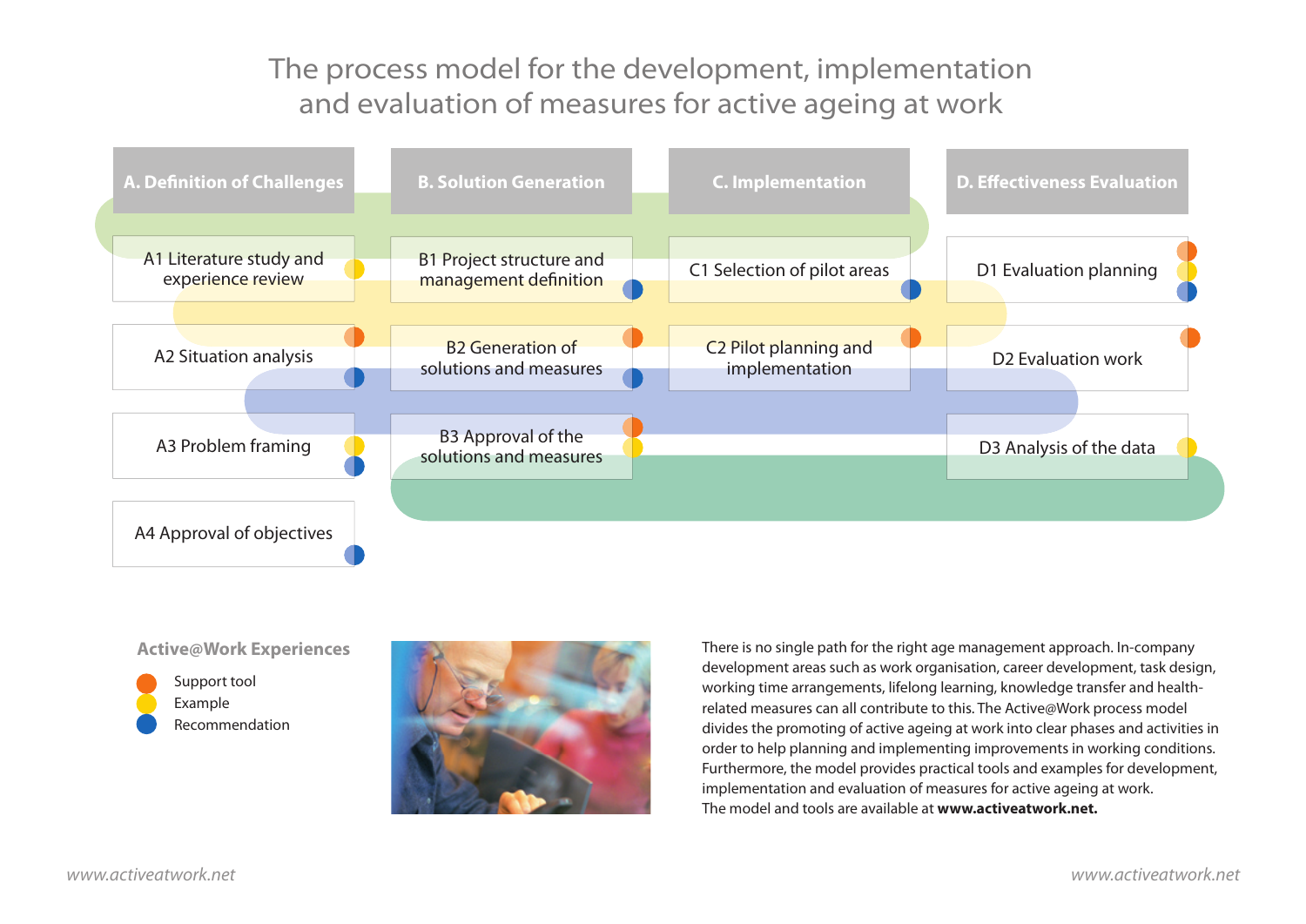# The process model for the development, implementation and evaluation of measures for active ageing at work

**A. Definition of Challenges**

- A1 Literature study and experience review
- A2 Situation analysis
- A3 Problem framing
- A4 Approval of objectives

**B. Solution Generation**

- B1 Project structure and management definition
- B2 Generation of solutions and measures
- B3 Approval of the solutions and measures

**C. Implementation**

- C1 Selection of pilot areas
- C2 Pilot planning and implementation

**D. Effectiveness Evaluation**

- D1 Evaluation planning
- D2 Evaluation work
- D3 Analysis of the data

**Active@Work Experiences**

- Support tool
- Example
- Recommendation

There is no single path for the right age management approach. In-company development areas such as work organisation, career development, task design, working time arrangements, lifelong learning, knowledge transfer and health-related measures can all contribute to this. The Active@Work process model divides the promoting of active ageing at work into clear phases and activities in order to help planning and implementing improvements in working conditions. Furthermore, the model provides practical tools and examples for development, implementation and evaluation of measures for active ageing at work. The model and tools are available at **www.activeatwork.net.**